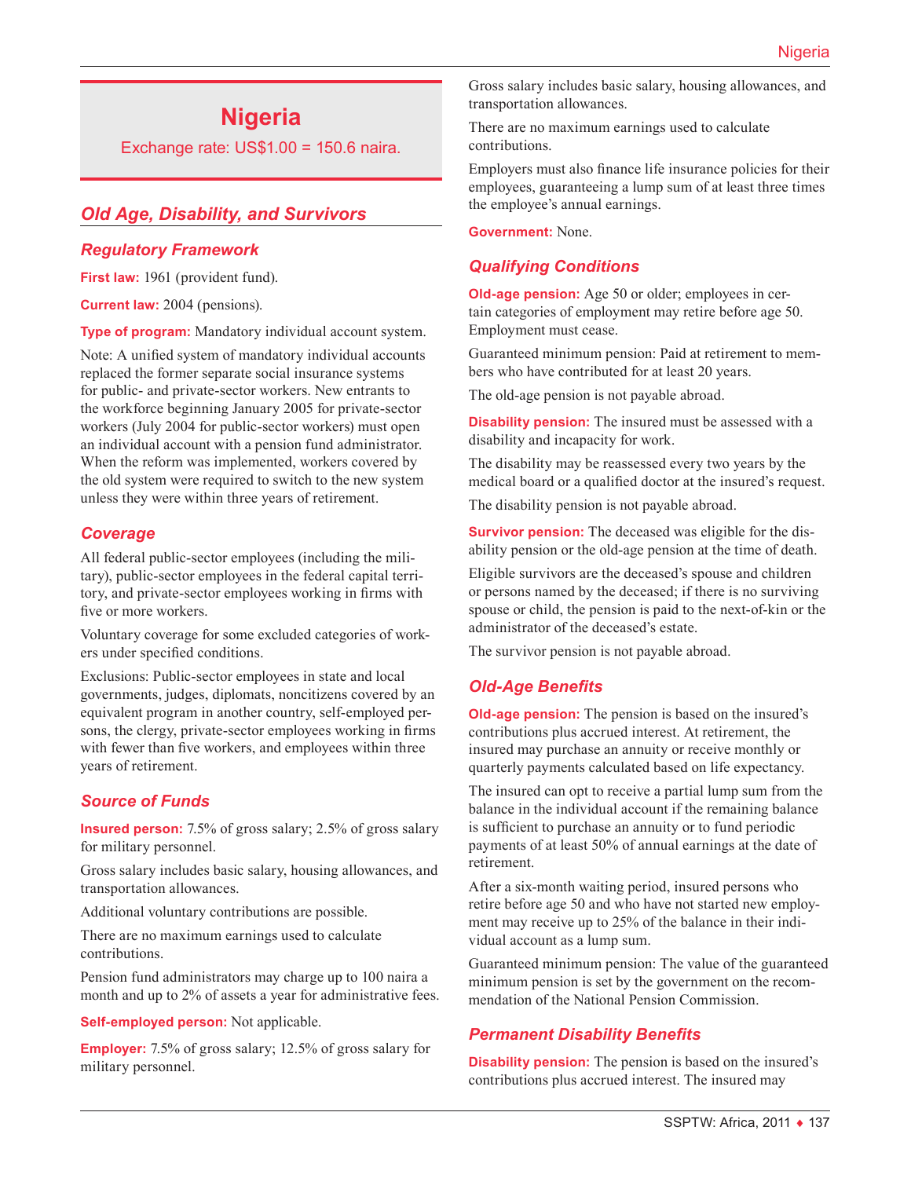# Nigeria

Exchange rate: US$1.00 = 150.6 naira.

## Old Age, Disability, and Survivors

### Regulatory Framework

**First law:** 1961 (provident fund).

**Current law:** 2004 (pensions).

**Type of program:** Mandatory individual account system.

Note: A unified system of mandatory individual accounts replaced the former separate social insurance systems for public- and private-sector workers. New entrants to the workforce beginning January 2005 for private-sector workers (July 2004 for public-sector workers) must open an individual account with a pension fund administrator. When the reform was implemented, workers covered by the old system were required to switch to the new system unless they were within three years of retirement.

### Coverage

All federal public-sector employees (including the military), public-sector employees in the federal capital territory, and private-sector employees working in firms with five or more workers.

Voluntary coverage for some excluded categories of workers under specified conditions.

Exclusions: Public-sector employees in state and local governments, judges, diplomats, noncitizens covered by an equivalent program in another country, self-employed persons, the clergy, private-sector employees working in firms with fewer than five workers, and employees within three years of retirement.

### Source of Funds

**Insured person:** 7.5% of gross salary; 2.5% of gross salary for military personnel.

Gross salary includes basic salary, housing allowances, and transportation allowances.

Additional voluntary contributions are possible.

There are no maximum earnings used to calculate contributions.

Pension fund administrators may charge up to 100 naira a month and up to 2% of assets a year for administrative fees.

**Self-employed person:** Not applicable.

**Employer:** 7.5% of gross salary; 12.5% of gross salary for military personnel.

Gross salary includes basic salary, housing allowances, and transportation allowances.

There are no maximum earnings used to calculate contributions.

Employers must also finance life insurance policies for their employees, guaranteeing a lump sum of at least three times the employee's annual earnings.

**Government:** None.

### Qualifying Conditions

**Old-age pension:** Age 50 or older; employees in certain categories of employment may retire before age 50. Employment must cease.

Guaranteed minimum pension: Paid at retirement to members who have contributed for at least 20 years.

The old-age pension is not payable abroad.

**Disability pension:** The insured must be assessed with a disability and incapacity for work.

The disability may be reassessed every two years by the medical board or a qualified doctor at the insured's request.

The disability pension is not payable abroad.

**Survivor pension:** The deceased was eligible for the disability pension or the old-age pension at the time of death.

Eligible survivors are the deceased's spouse and children or persons named by the deceased; if there is no surviving spouse or child, the pension is paid to the next-of-kin or the administrator of the deceased's estate.

The survivor pension is not payable abroad.

### Old-Age Benefits

**Old-age pension:** The pension is based on the insured's contributions plus accrued interest. At retirement, the insured may purchase an annuity or receive monthly or quarterly payments calculated based on life expectancy.

The insured can opt to receive a partial lump sum from the balance in the individual account if the remaining balance is sufficient to purchase an annuity or to fund periodic payments of at least 50% of annual earnings at the date of retirement.

After a six-month waiting period, insured persons who retire before age 50 and who have not started new employment may receive up to 25% of the balance in their individual account as a lump sum.

Guaranteed minimum pension: The value of the guaranteed minimum pension is set by the government on the recommendation of the National Pension Commission.

### Permanent Disability Benefits

**Disability pension:** The pension is based on the insured's contributions plus accrued interest. The insured may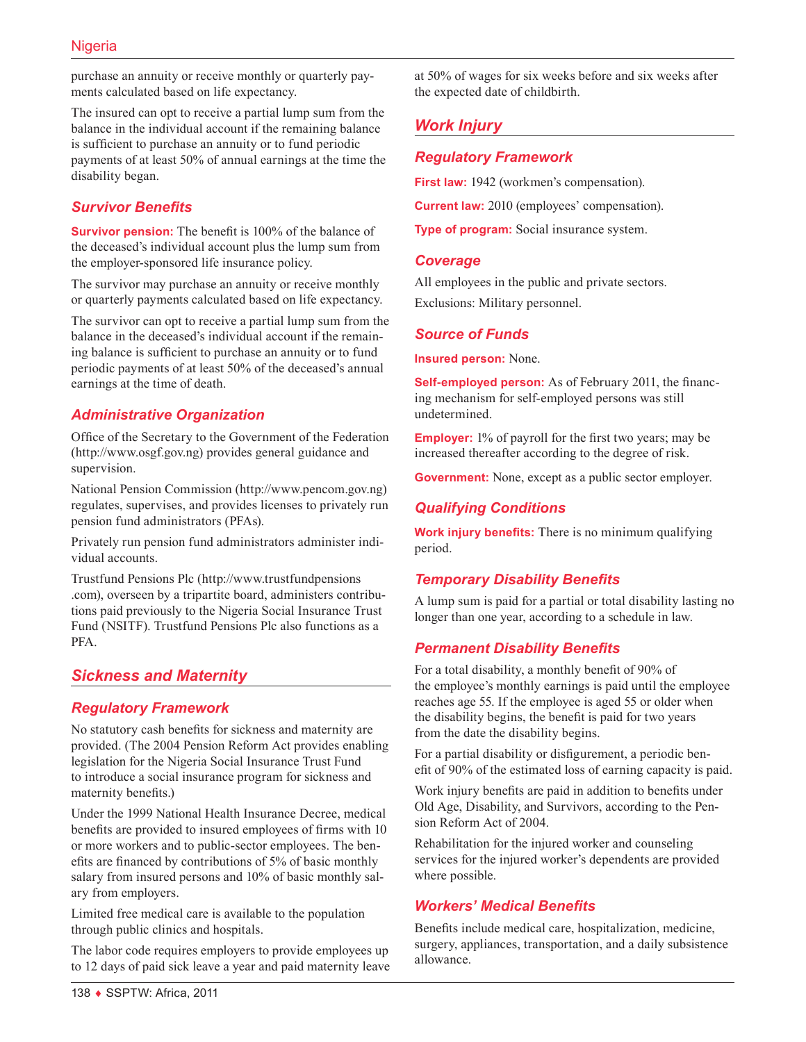purchase an annuity or receive monthly or quarterly payments calculated based on life expectancy.

The insured can opt to receive a partial lump sum from the balance in the individual account if the remaining balance is sufficient to purchase an annuity or to fund periodic payments of at least 50% of annual earnings at the time the disability began.

### Survivor Benefits

**Survivor pension:** The benefit is 100% of the balance of the deceased's individual account plus the lump sum from the employer-sponsored life insurance policy.

The survivor may purchase an annuity or receive monthly or quarterly payments calculated based on life expectancy.

The survivor can opt to receive a partial lump sum from the balance in the deceased's individual account if the remaining balance is sufficient to purchase an annuity or to fund periodic payments of at least 50% of the deceased's annual earnings at the time of death.

### Administrative Organization

Office of the Secretary to the Government of the Federation (http://www.osgf.gov.ng) provides general guidance and supervision.

National Pension Commission (http://www.pencom.gov.ng) regulates, supervises, and provides licenses to privately run pension fund administrators (PFAs).

Privately run pension fund administrators administer individual accounts.

Trustfund Pensions Plc (http://www.trustfundpensions.com), overseen by a tripartite board, administers contributions paid previously to the Nigeria Social Insurance Trust Fund (NSITF). Trustfund Pensions Plc also functions as a PFA.

## Sickness and Maternity

### Regulatory Framework

No statutory cash benefits for sickness and maternity are provided. (The 2004 Pension Reform Act provides enabling legislation for the Nigeria Social Insurance Trust Fund to introduce a social insurance program for sickness and maternity benefits.)

Under the 1999 National Health Insurance Decree, medical benefits are provided to insured employees of firms with 10 or more workers and to public-sector employees. The benefits are financed by contributions of 5% of basic monthly salary from insured persons and 10% of basic monthly salary from employers.

Limited free medical care is available to the population through public clinics and hospitals.

The labor code requires employers to provide employees up to 12 days of paid sick leave a year and paid maternity leave at 50% of wages for six weeks before and six weeks after the expected date of childbirth.

## Work Injury

### Regulatory Framework

**First law:** 1942 (workmen's compensation).

**Current law:** 2010 (employees' compensation).

**Type of program:** Social insurance system.

### Coverage

All employees in the public and private sectors.

Exclusions: Military personnel.

### Source of Funds

**Insured person:** None.

**Self-employed person:** As of February 2011, the financing mechanism for self-employed persons was still undetermined.

**Employer:** 1% of payroll for the first two years; may be increased thereafter according to the degree of risk.

**Government:** None, except as a public sector employer.

### Qualifying Conditions

**Work injury benefits:** There is no minimum qualifying period.

### Temporary Disability Benefits

A lump sum is paid for a partial or total disability lasting no longer than one year, according to a schedule in law.

### Permanent Disability Benefits

For a total disability, a monthly benefit of 90% of the employee's monthly earnings is paid until the employee reaches age 55. If the employee is aged 55 or older when the disability begins, the benefit is paid for two years from the date the disability begins.

For a partial disability or disfigurement, a periodic benefit of 90% of the estimated loss of earning capacity is paid.

Work injury benefits are paid in addition to benefits under Old Age, Disability, and Survivors, according to the Pension Reform Act of 2004.

Rehabilitation for the injured worker and counseling services for the injured worker's dependents are provided where possible.

### Workers' Medical Benefits

Benefits include medical care, hospitalization, medicine, surgery, appliances, transportation, and a daily subsistence allowance.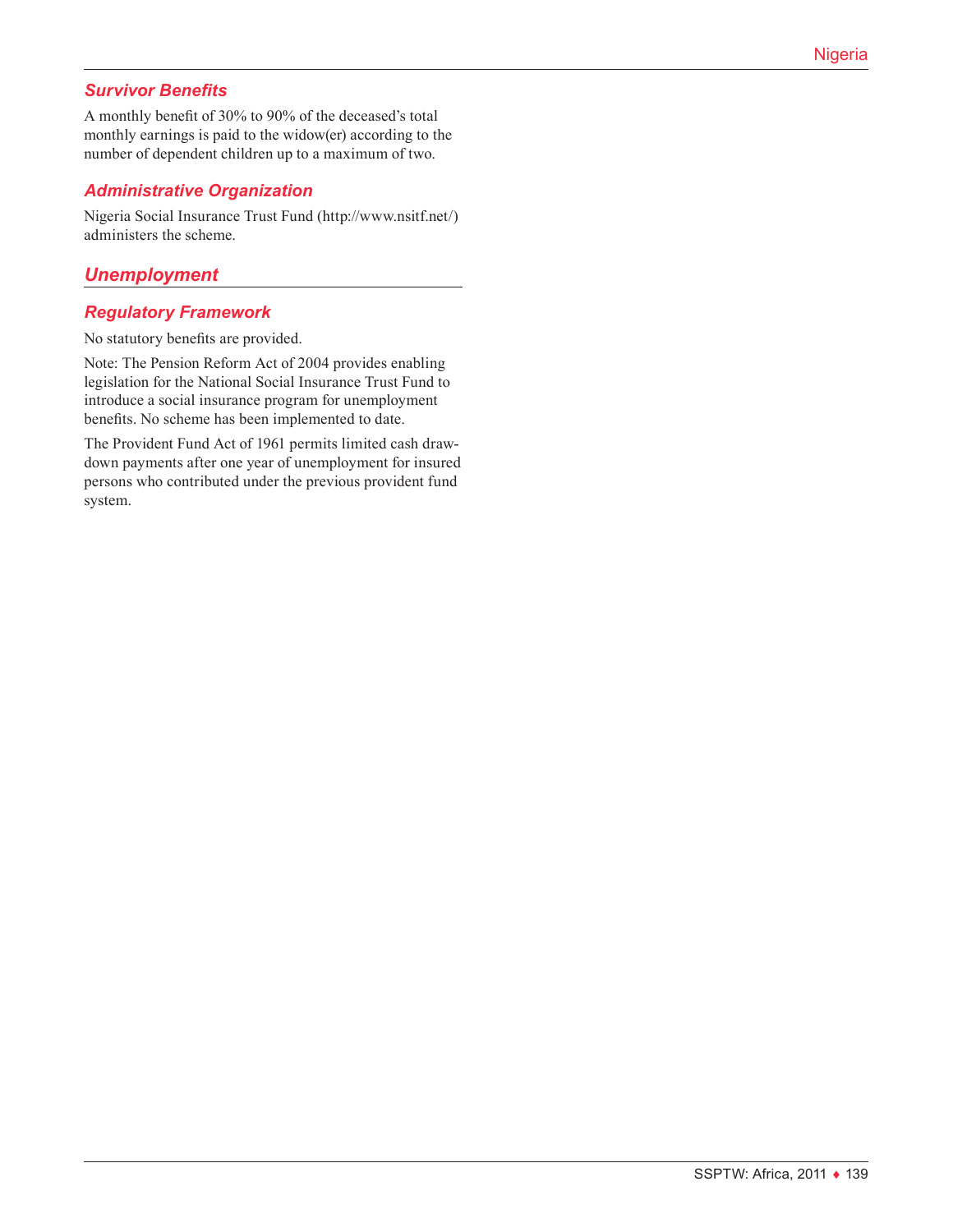### Survivor Benefits

A monthly benefit of 30% to 90% of the deceased's total monthly earnings is paid to the widow(er) according to the number of dependent children up to a maximum of two.

### Administrative Organization

Nigeria Social Insurance Trust Fund (http://www.nsitf.net/) administers the scheme.

## Unemployment

### Regulatory Framework

No statutory benefits are provided.

Note: The Pension Reform Act of 2004 provides enabling legislation for the National Social Insurance Trust Fund to introduce a social insurance program for unemployment benefits. No scheme has been implemented to date.

The Provident Fund Act of 1961 permits limited cash draw-down payments after one year of unemployment for insured persons who contributed under the previous provident fund system.